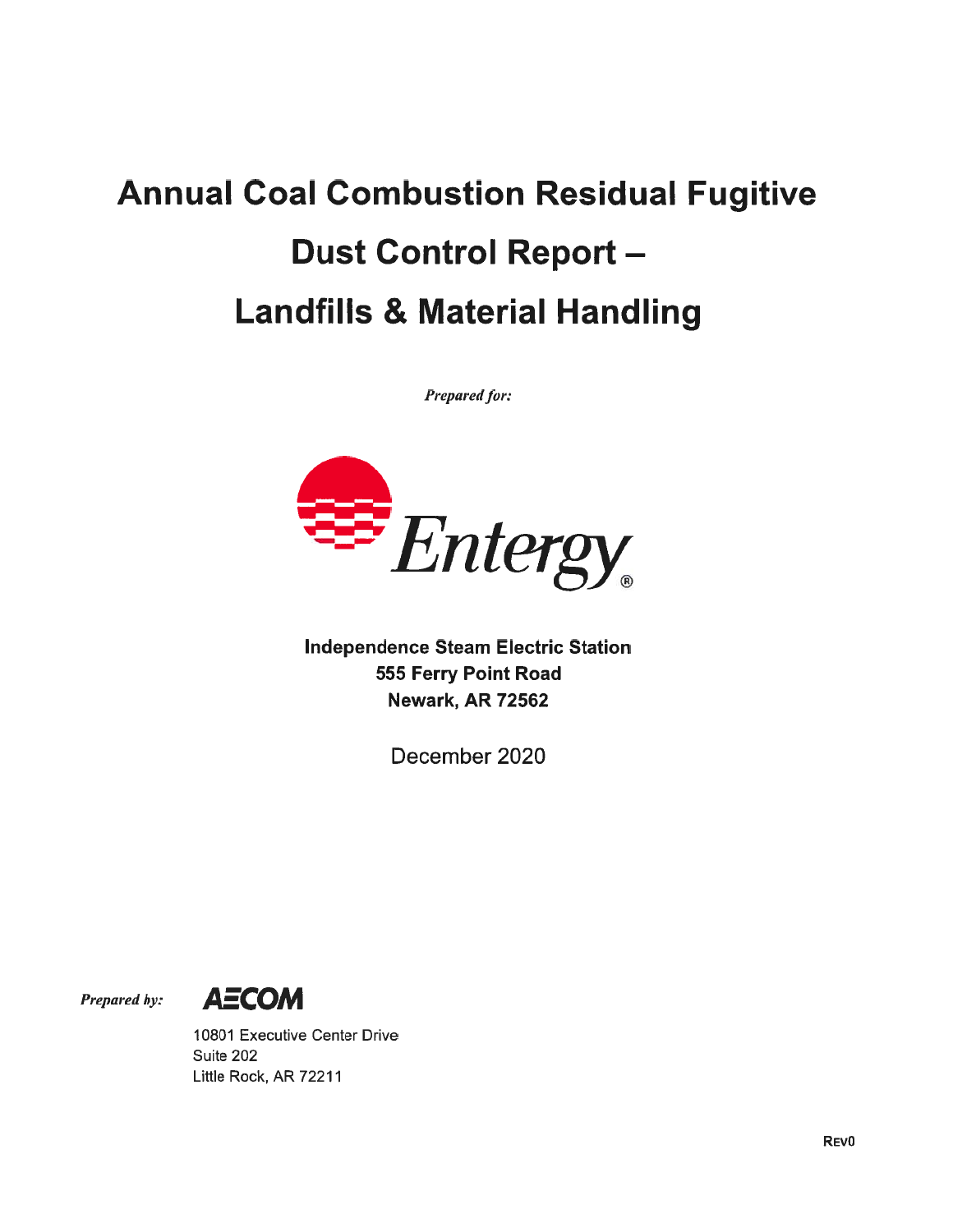# Annual Coal Combustion Residual Fugitive Dust Control Report – Landfills & Material Handling

*Prepared for:*

Entergy

**Independence Steam Electric Station**
**555 Ferry Point Road**
**Newark, AR 72562**

December 2020

*Prepared by:* AECOM

10801 Executive Center Drive
Suite 202
Little Rock, AR 72211

REV0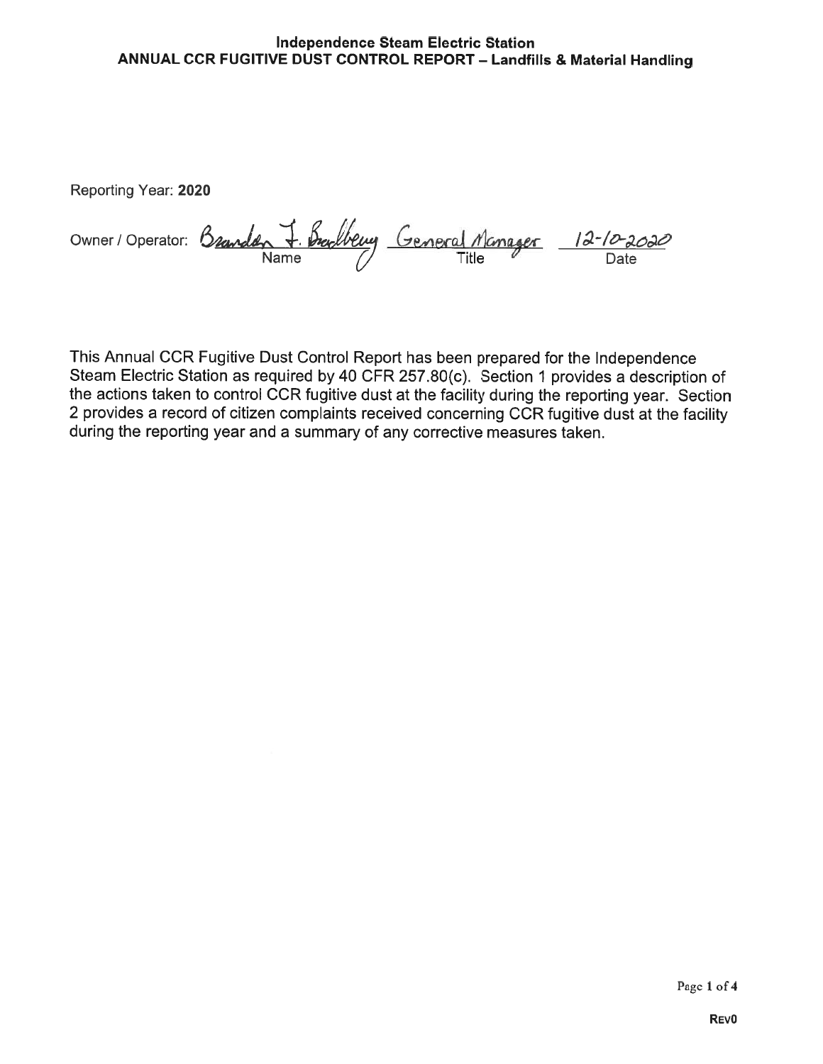**Independence Steam Electric Station**
**ANNUAL CCR FUGITIVE DUST CONTROL REPORT – Landfills & Material Handling**

Reporting Year: **2020**

Owner / Operator: Brandon T. Bradberry (Name) General Manager (Title) 12-10-2020 (Date)

This Annual CCR Fugitive Dust Control Report has been prepared for the Independence Steam Electric Station as required by 40 CFR 257.80(c). Section 1 provides a description of the actions taken to control CCR fugitive dust at the facility during the reporting year. Section 2 provides a record of citizen complaints received concerning CCR fugitive dust at the facility during the reporting year and a summary of any corrective measures taken.

REV0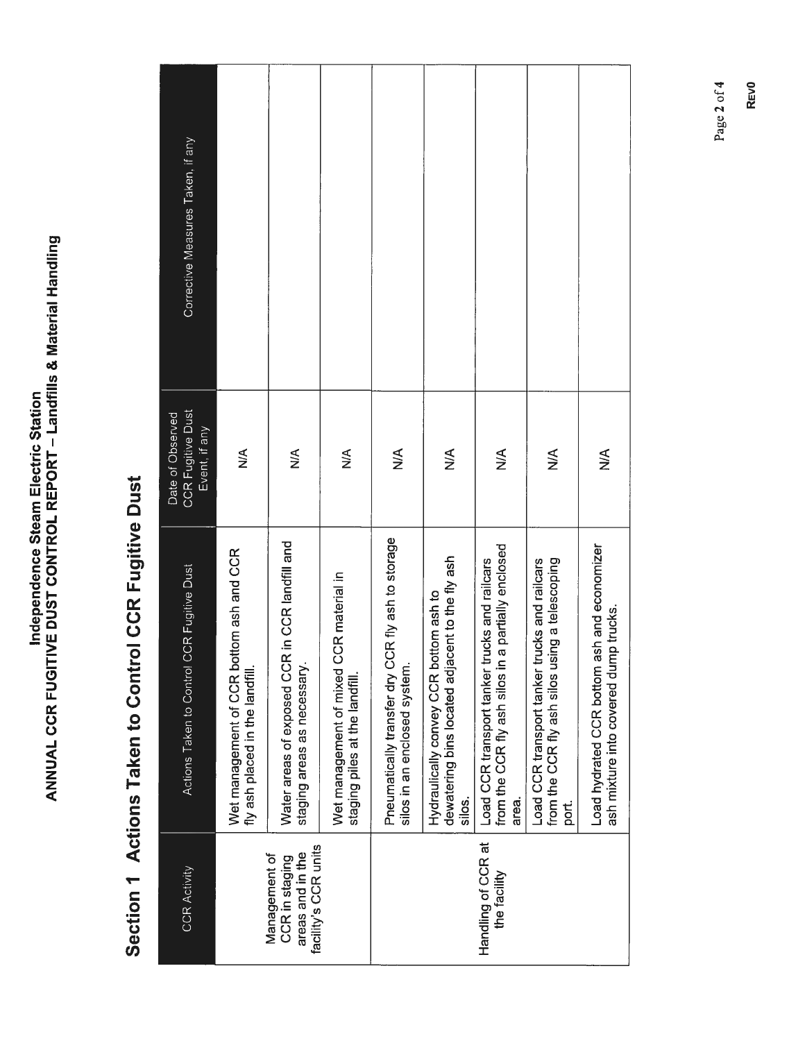Independence Steam Electric Station

ANNUAL CCR FUGITIVE DUST CONTROL REPORT – Landfills & Material Handling

# Section 1 Actions Taken to Control CCR Fugitive Dust

| CCR Activity | Actions Taken to Control CCR Fugitive Dust | Date of Observed CCR Fugitive Dust Event, if any | Corrective Measures Taken, if any |
|---|---|---|---|
| Management of CCR in staging areas and in the facility's CCR units | Wet management of CCR bottom ash and CCR fly ash placed in the landfill. | N/A | |
| | Water areas of exposed CCR in CCR landfill and staging areas as necessary. | N/A | |
| | Wet management of mixed CCR material in staging piles at the landfill. | N/A | |
| Handling of CCR at the facility | Pneumatically transfer dry CCR fly ash to storage silos in an enclosed system. | N/A | |
| | Hydraulically convey CCR bottom ash to dewatering bins located adjacent to the fly ash silos. | N/A | |
| | Load CCR transport tanker trucks and railcars from the CCR fly ash silos in a partially enclosed area. | N/A | |
| | Load CCR transport tanker trucks and railcars from the CCR fly ash silos using a telescoping port. | N/A | |
| | Load hydrated CCR bottom ash and economizer ash mixture into covered dump trucks. | N/A | |

REV0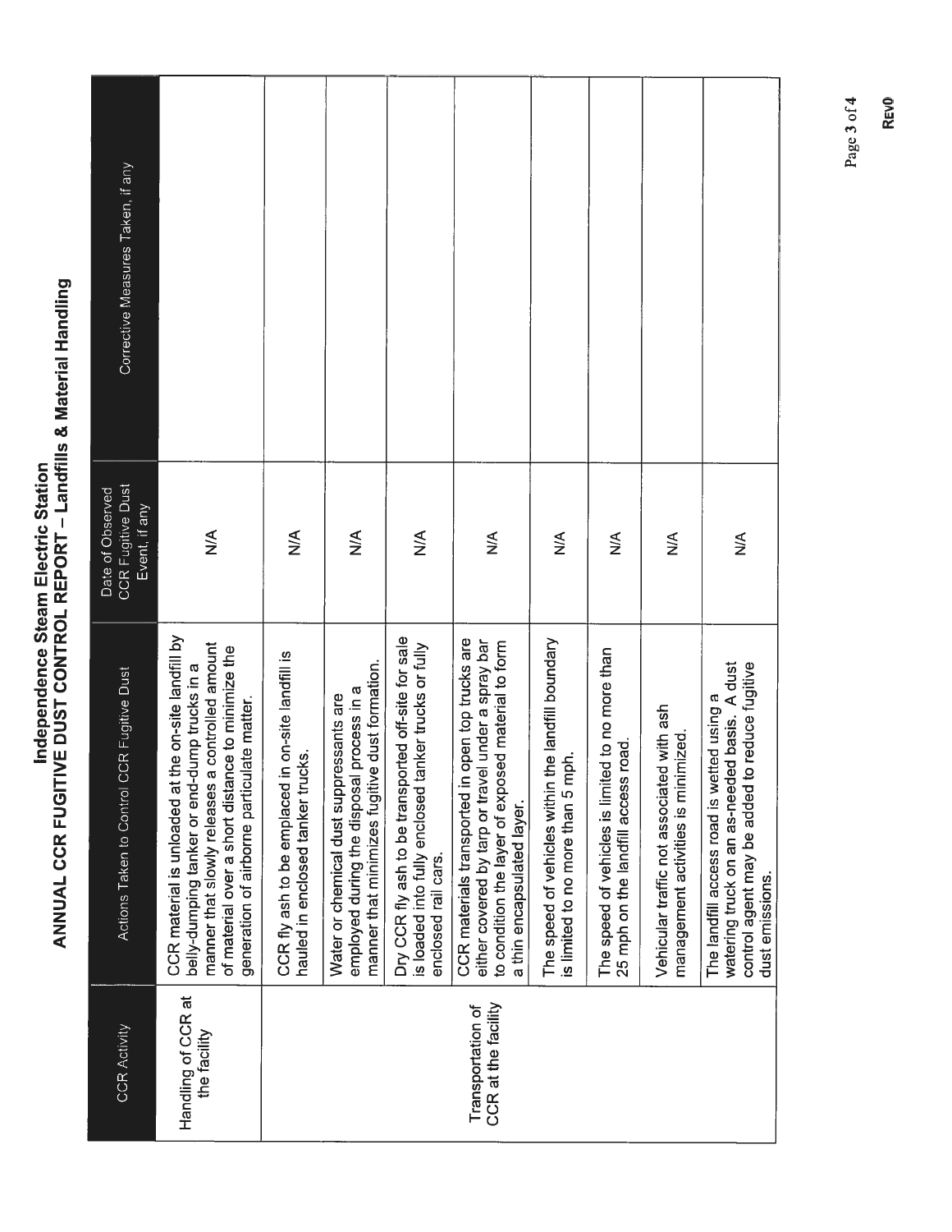# Independence Steam Electric Station

## ANNUAL CCR FUGITIVE DUST CONTROL REPORT – Landfills & Material Handling

| CCR Activity | Actions Taken to Control CCR Fugitive Dust | Date of Observed CCR Fugitive Dust Event, if any | Corrective Measures Taken, if any |
|---|---|---|---|
| Handling of CCR at the facility | CCR material is unloaded at the on-site landfill by belly-dumping tanker or end-dump trucks in a manner that slowly releases a controlled amount of material over a short distance to minimize the generation of airborne particulate matter. | N/A | |
| | CCR fly ash to be emplaced in on-site landfill is hauled in enclosed tanker trucks. | N/A | |
| | Water or chemical dust suppressants are employed during the disposal process in a manner that minimizes fugitive dust formation. | N/A | |
| | Dry CCR fly ash to be transported off-site for sale is loaded into fully enclosed tanker trucks or fully enclosed rail cars. | N/A | |
| Transportation of CCR at the facility | CCR materials transported in open top trucks are either covered by tarp or travel under a spray bar to condition the layer of exposed material to form a thin encapsulated layer. | N/A | |
| | The speed of vehicles within the landfill boundary is limited to no more than 5 mph. | N/A | |
| | The speed of vehicles is limited to no more than 25 mph on the landfill access road. | N/A | |
| | Vehicular traffic not associated with ash management activities is minimized. | N/A | |
| | The landfill access road is wetted using a watering truck on an as-needed basis. A dust control agent may be added to reduce fugitive dust emissions. | N/A | |

REV0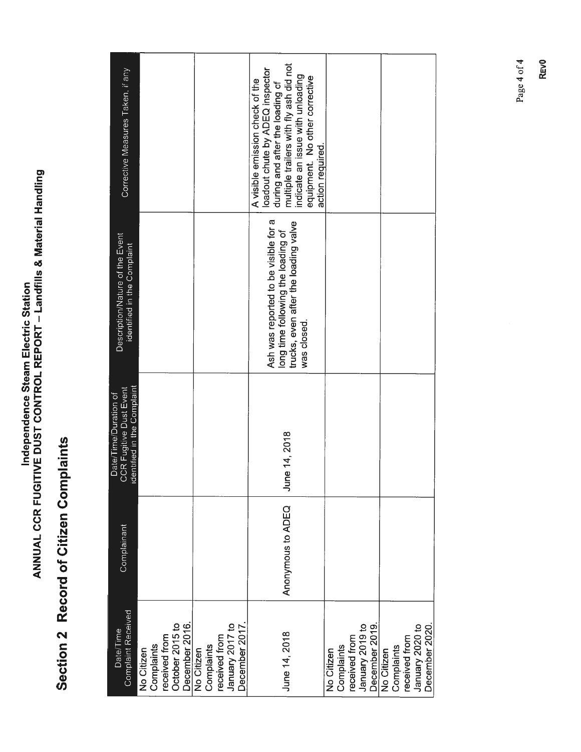Independence Steam Electric Station
ANNUAL CCR FUGITIVE DUST CONTROL REPORT – Landfills & Material Handling

## Section 2 Record of Citizen Complaints

| Date/Time Complaint Received | Complainant | Date/Time/Duration of CCR Fugitive Dust Event identified in the Complaint | Description/Nature of the Event identified in the Complaint | Corrective Measures Taken, if any |
|---|---|---|---|---|
| No Citizen Complaints received from October 2015 to December 2016. | | | | |
| No Citizen Complaints received from January 2017 to December 2017. | | | | |
| June 14, 2018 | Anonymous to ADEQ | June 14, 2018 | Ash was reported to be visible for a long time following the loading of trucks, even after the loading valve was closed. | A visible emission check of the loadout chute by ADEQ inspector during and after the loading of multiple trailers with fly ash did not indicate an issue with unloading equipment. No other corrective action required. |
| No Citizen Complaints received from January 2019 to December 2019. | | | | |
| No Citizen Complaints received from January 2020 to December 2020. | | | | |

**Rev0**